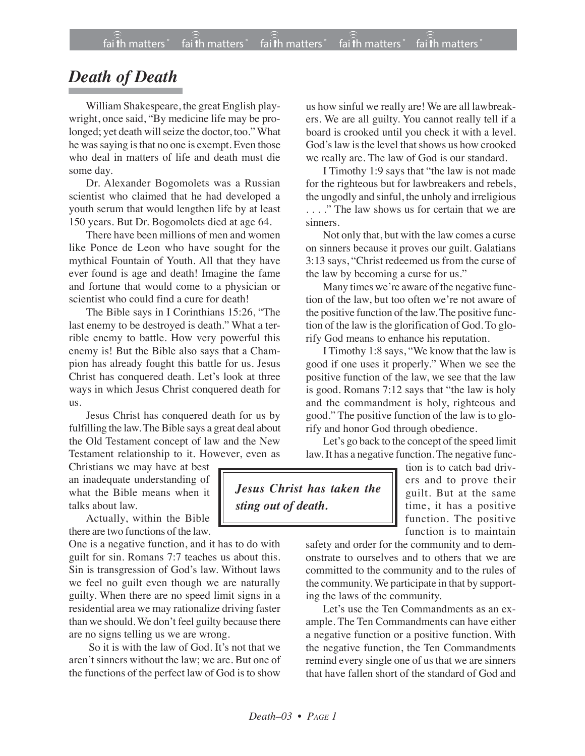# *Death of Death*

William Shakespeare, the great English playwright, once said, "By medicine life may be prolonged; yet death will seize the doctor, too." What he was saying is that no one is exempt. Even those who deal in matters of life and death must die some day.

Dr. Alexander Bogomolets was a Russian scientist who claimed that he had developed a youth serum that would lengthen life by at least 150 years. But Dr. Bogomolets died at age 64.

There have been millions of men and women like Ponce de Leon who have sought for the mythical Fountain of Youth. All that they have ever found is age and death! Imagine the fame and fortune that would come to a physician or scientist who could find a cure for death!

The Bible says in I Corinthians 15:26, "The last enemy to be destroyed is death." What a terrible enemy to battle. How very powerful this enemy is! But the Bible also says that a Champion has already fought this battle for us. Jesus Christ has conquered death. Let's look at three ways in which Jesus Christ conquered death for us.

Jesus Christ has conquered death for us by fulfilling the law. The Bible says a great deal about the Old Testament concept of law and the New Testament relationship to it. However, even as Christians we may have at best an inadequate understanding of what the Bible means when it talks about law.

Actually, within the Bible there are two functions of the law. One is a negative function, and it has to do with guilt for sin. Romans 7:7 teaches us about this. Sin is transgression of God's law. Without laws we feel no guilt even though we are naturally guilty. When there are no speed limit signs in a residential area we may rationalize driving faster than we should. We don't feel guilty because there are no signs telling us we are wrong.

So it is with the law of God. It's not that we aren't sinners without the law; we are. But one of the functions of the perfect law of God is to show us how sinful we really are! We are all lawbreakers. We are all guilty. You cannot really tell if a board is crooked until you check it with a level. God's law is the level that shows us how crooked we really are. The law of God is our standard.

I Timothy 1:9 says that "the law is not made for the righteous but for lawbreakers and rebels, the ungodly and sinful, the unholy and irreligious . . . ." The law shows us for certain that we are sinners.

Not only that, but with the law comes a curse on sinners because it proves our guilt. Galatians 3:13 says, "Christ redeemed us from the curse of the law by becoming a curse for us."

Many times we're aware of the negative function of the law, but too often we're not aware of the positive function of the law. The positive function of the law is the glorification of God. To glorify God means to enhance his reputation.

I Timothy 1:8 says, "We know that the law is good if one uses it properly." When we see the positive function of the law, we see that the law is good. Romans 7:12 says that "the law is holy and the commandment is holy, righteous and good." The positive function of the law is to glorify and honor God through obedience.

> ***Jesus Christ has taken the sting out of death.***

Let's go back to the concept of the speed limit law. It has a negative function. The negative function is to catch bad drivers and to prove their guilt. But at the same time, it has a positive function. The positive function is to maintain safety and order for the community and to demonstrate to ourselves and to others that we are committed to the community and to the rules of the community. We participate in that by supporting the laws of the community.

Let's use the Ten Commandments as an example. The Ten Commandments can have either a negative function or a positive function. With the negative function, the Ten Commandments remind every single one of us that we are sinners that have fallen short of the standard of God and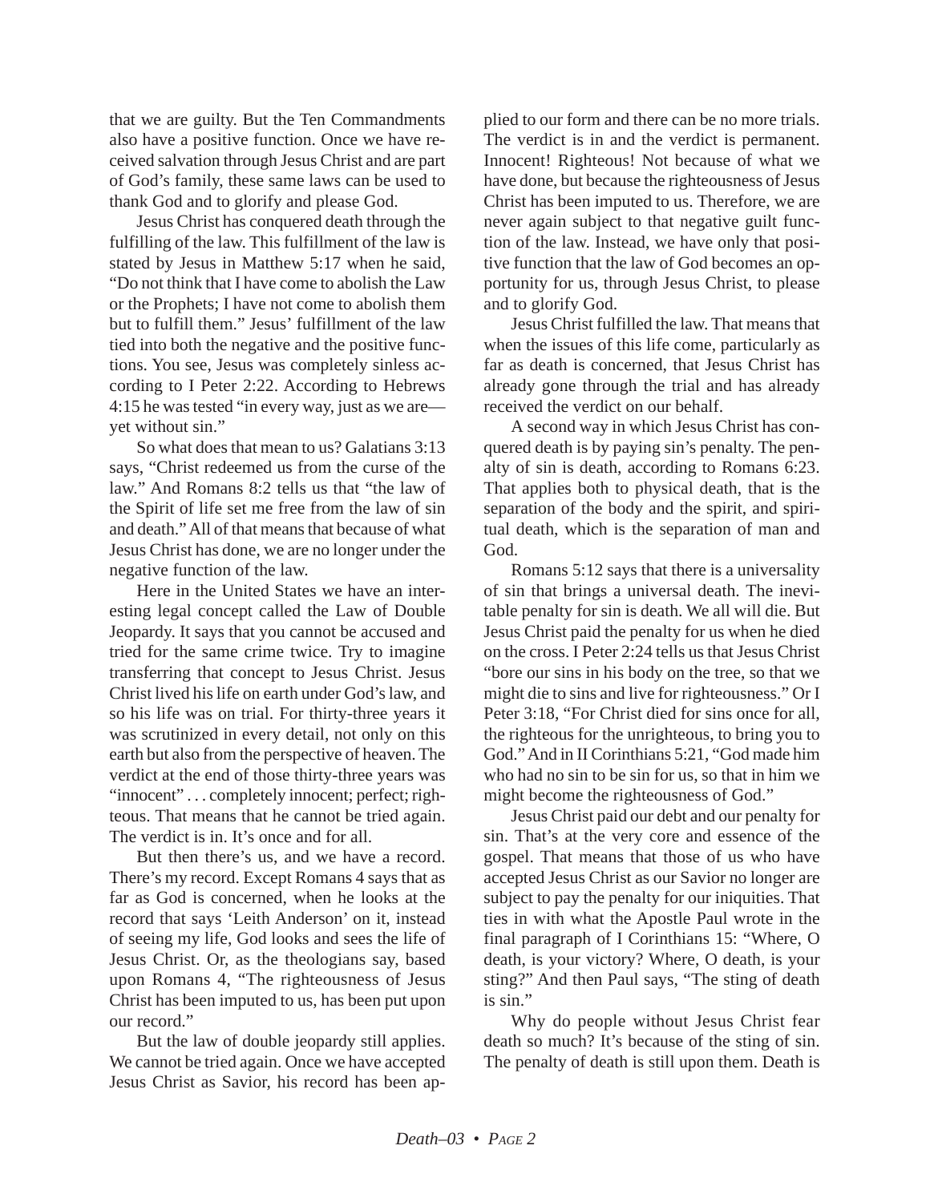that we are guilty. But the Ten Commandments also have a positive function. Once we have received salvation through Jesus Christ and are part of God's family, these same laws can be used to thank God and to glorify and please God.

Jesus Christ has conquered death through the fulfilling of the law. This fulfillment of the law is stated by Jesus in Matthew 5:17 when he said, "Do not think that I have come to abolish the Law or the Prophets; I have not come to abolish them but to fulfill them." Jesus' fulfillment of the law tied into both the negative and the positive functions. You see, Jesus was completely sinless according to I Peter 2:22. According to Hebrews 4:15 he was tested "in every way, just as we are—yet without sin."

So what does that mean to us? Galatians 3:13 says, "Christ redeemed us from the curse of the law." And Romans 8:2 tells us that "the law of the Spirit of life set me free from the law of sin and death." All of that means that because of what Jesus Christ has done, we are no longer under the negative function of the law.

Here in the United States we have an interesting legal concept called the Law of Double Jeopardy. It says that you cannot be accused and tried for the same crime twice. Try to imagine transferring that concept to Jesus Christ. Jesus Christ lived his life on earth under God's law, and so his life was on trial. For thirty-three years it was scrutinized in every detail, not only on this earth but also from the perspective of heaven. The verdict at the end of those thirty-three years was "innocent" . . . completely innocent; perfect; righteous. That means that he cannot be tried again. The verdict is in. It's once and for all.

But then there's us, and we have a record. There's my record. Except Romans 4 says that as far as God is concerned, when he looks at the record that says 'Leith Anderson' on it, instead of seeing my life, God looks and sees the life of Jesus Christ. Or, as the theologians say, based upon Romans 4, "The righteousness of Jesus Christ has been imputed to us, has been put upon our record."

But the law of double jeopardy still applies. We cannot be tried again. Once we have accepted Jesus Christ as Savior, his record has been applied to our form and there can be no more trials. The verdict is in and the verdict is permanent. Innocent! Righteous! Not because of what we have done, but because the righteousness of Jesus Christ has been imputed to us. Therefore, we are never again subject to that negative guilt function of the law. Instead, we have only that positive function that the law of God becomes an opportunity for us, through Jesus Christ, to please and to glorify God.

Jesus Christ fulfilled the law. That means that when the issues of this life come, particularly as far as death is concerned, that Jesus Christ has already gone through the trial and has already received the verdict on our behalf.

A second way in which Jesus Christ has conquered death is by paying sin's penalty. The penalty of sin is death, according to Romans 6:23. That applies both to physical death, that is the separation of the body and the spirit, and spiritual death, which is the separation of man and God.

Romans 5:12 says that there is a universality of sin that brings a universal death. The inevitable penalty for sin is death. We all will die. But Jesus Christ paid the penalty for us when he died on the cross. I Peter 2:24 tells us that Jesus Christ "bore our sins in his body on the tree, so that we might die to sins and live for righteousness." Or I Peter 3:18, "For Christ died for sins once for all, the righteous for the unrighteous, to bring you to God." And in II Corinthians 5:21, "God made him who had no sin to be sin for us, so that in him we might become the righteousness of God."

Jesus Christ paid our debt and our penalty for sin. That's at the very core and essence of the gospel. That means that those of us who have accepted Jesus Christ as our Savior no longer are subject to pay the penalty for our iniquities. That ties in with what the Apostle Paul wrote in the final paragraph of I Corinthians 15: "Where, O death, is your victory? Where, O death, is your sting?" And then Paul says, "The sting of death is sin."

Why do people without Jesus Christ fear death so much? It's because of the sting of sin. The penalty of death is still upon them. Death is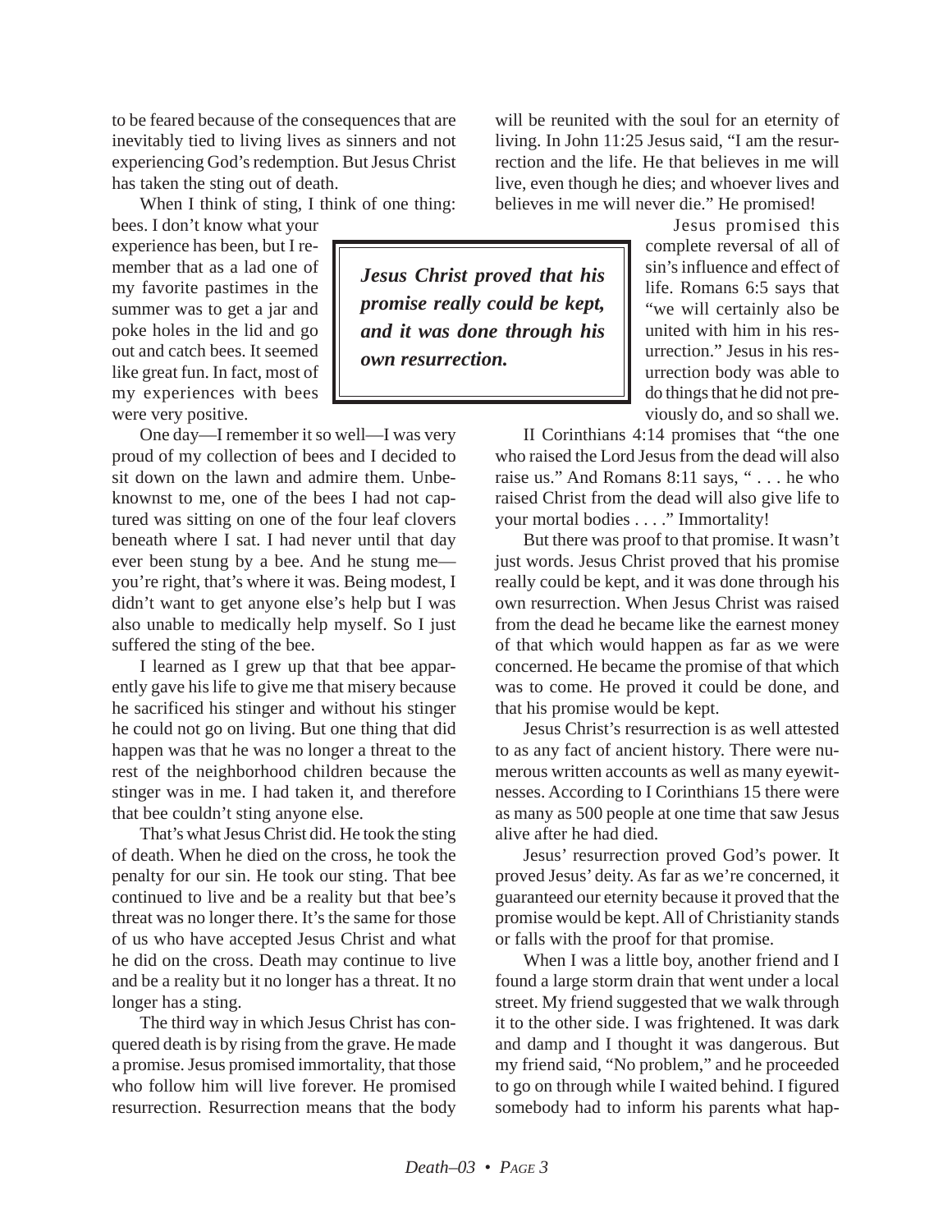to be feared because of the consequences that are inevitably tied to living lives as sinners and not experiencing God's redemption. But Jesus Christ has taken the sting out of death.

When I think of sting, I think of one thing: bees. I don't know what your experience has been, but I remember that as a lad one of my favorite pastimes in the summer was to get a jar and poke holes in the lid and go out and catch bees. It seemed like great fun. In fact, most of my experiences with bees were very positive.

One day—I remember it so well—I was very proud of my collection of bees and I decided to sit down on the lawn and admire them. Unbeknownst to me, one of the bees I had not captured was sitting on one of the four leaf clovers beneath where I sat. I had never until that day ever been stung by a bee. And he stung me—you're right, that's where it was. Being modest, I didn't want to get anyone else's help but I was also unable to medically help myself. So I just suffered the sting of the bee.

I learned as I grew up that that bee apparently gave his life to give me that misery because he sacrificed his stinger and without his stinger he could not go on living. But one thing that did happen was that he was no longer a threat to the rest of the neighborhood children because the stinger was in me. I had taken it, and therefore that bee couldn't sting anyone else.

That's what Jesus Christ did. He took the sting of death. When he died on the cross, he took the penalty for our sin. He took our sting. That bee continued to live and be a reality but that bee's threat was no longer there. It's the same for those of us who have accepted Jesus Christ and what he did on the cross. Death may continue to live and be a reality but it no longer has a threat. It no longer has a sting.

The third way in which Jesus Christ has conquered death is by rising from the grave. He made a promise. Jesus promised immortality, that those who follow him will live forever. He promised resurrection. Resurrection means that the body will be reunited with the soul for an eternity of living. In John 11:25 Jesus said, "I am the resurrection and the life. He that believes in me will live, even though he dies; and whoever lives and believes in me will never die." He promised!

> ***Jesus Christ proved that his promise really could be kept, and it was done through his own resurrection.***

Jesus promised this complete reversal of all of sin's influence and effect of life. Romans 6:5 says that "we will certainly also be united with him in his resurrection." Jesus in his resurrection body was able to do things that he did not previously do, and so shall we.

II Corinthians 4:14 promises that "the one who raised the Lord Jesus from the dead will also raise us." And Romans 8:11 says, " . . . he who raised Christ from the dead will also give life to your mortal bodies . . . ." Immortality!

But there was proof to that promise. It wasn't just words. Jesus Christ proved that his promise really could be kept, and it was done through his own resurrection. When Jesus Christ was raised from the dead he became like the earnest money of that which would happen as far as we were concerned. He became the promise of that which was to come. He proved it could be done, and that his promise would be kept.

Jesus Christ's resurrection is as well attested to as any fact of ancient history. There were numerous written accounts as well as many eyewitnesses. According to I Corinthians 15 there were as many as 500 people at one time that saw Jesus alive after he had died.

Jesus' resurrection proved God's power. It proved Jesus' deity. As far as we're concerned, it guaranteed our eternity because it proved that the promise would be kept. All of Christianity stands or falls with the proof for that promise.

When I was a little boy, another friend and I found a large storm drain that went under a local street. My friend suggested that we walk through it to the other side. I was frightened. It was dark and damp and I thought it was dangerous. But my friend said, "No problem," and he proceeded to go on through while I waited behind. I figured somebody had to inform his parents what hap-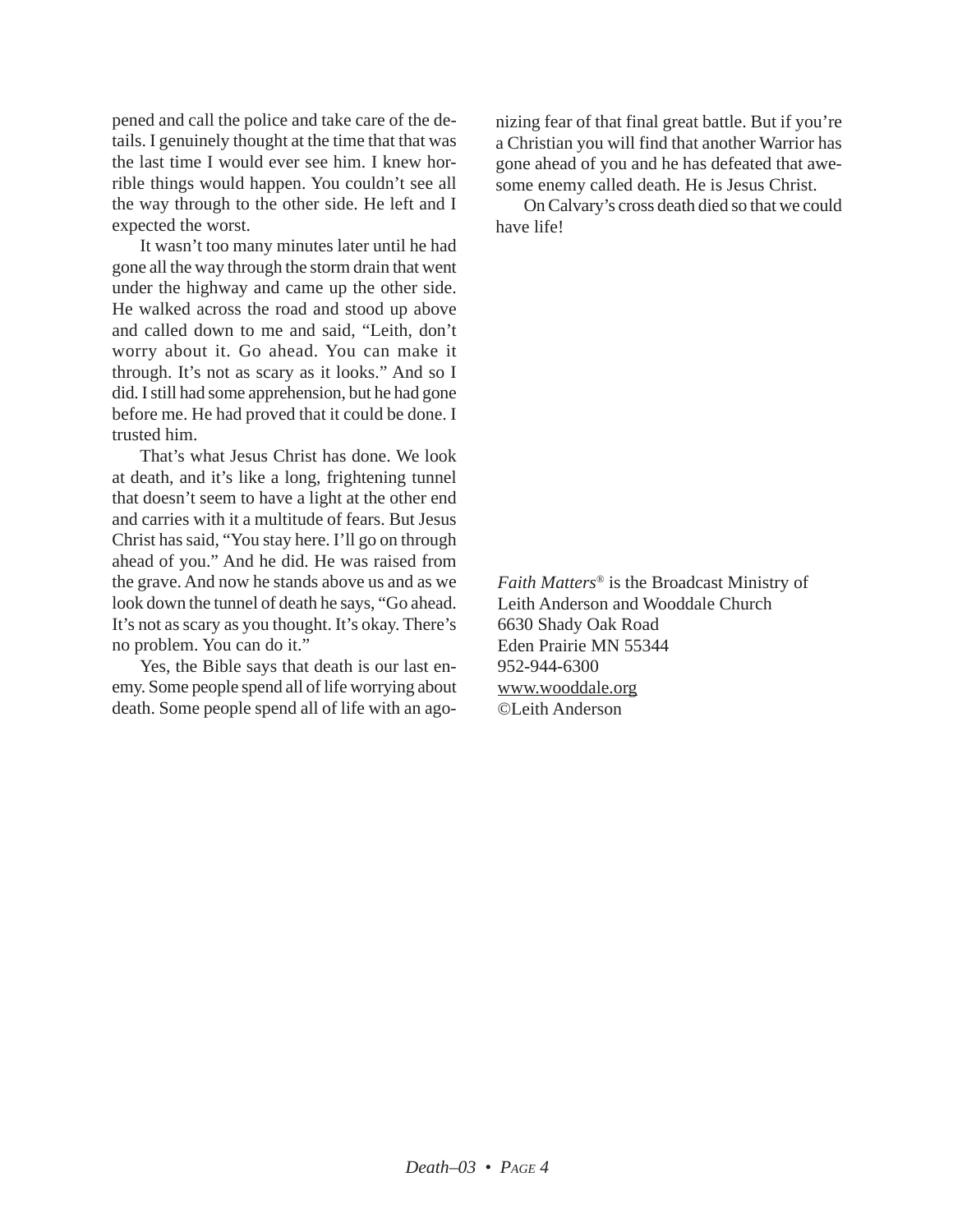pened and call the police and take care of the details. I genuinely thought at the time that that was the last time I would ever see him. I knew horrible things would happen. You couldn't see all the way through to the other side. He left and I expected the worst.

It wasn't too many minutes later until he had gone all the way through the storm drain that went under the highway and came up the other side. He walked across the road and stood up above and called down to me and said, "Leith, don't worry about it. Go ahead. You can make it through. It's not as scary as it looks." And so I did. I still had some apprehension, but he had gone before me. He had proved that it could be done. I trusted him.

That's what Jesus Christ has done. We look at death, and it's like a long, frightening tunnel that doesn't seem to have a light at the other end and carries with it a multitude of fears. But Jesus Christ has said, "You stay here. I'll go on through ahead of you." And he did. He was raised from the grave. And now he stands above us and as we look down the tunnel of death he says, "Go ahead. It's not as scary as you thought. It's okay. There's no problem. You can do it."

Yes, the Bible says that death is our last enemy. Some people spend all of life worrying about death. Some people spend all of life with an agonizing fear of that final great battle. But if you're a Christian you will find that another Warrior has gone ahead of you and he has defeated that awesome enemy called death. He is Jesus Christ.

On Calvary's cross death died so that we could have life!

*Faith Matters*® is the Broadcast Ministry of
Leith Anderson and Wooddale Church
6630 Shady Oak Road
Eden Prairie MN 55344
952-944-6300
www.wooddale.org
©Leith Anderson